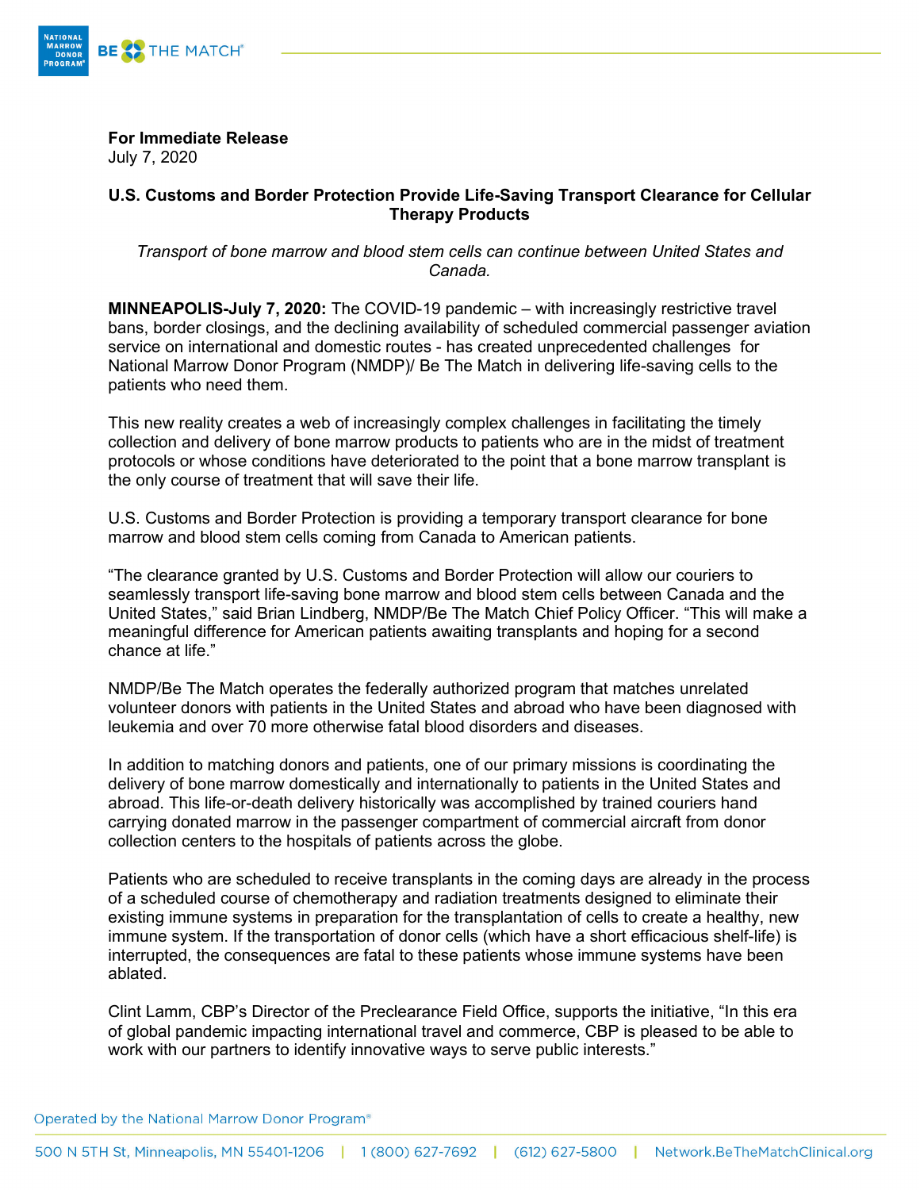**For Immediate Release**
July 7, 2020

**U.S. Customs and Border Protection Provide Life-Saving Transport Clearance for Cellular Therapy Products**

*Transport of bone marrow and blood stem cells can continue between United States and Canada.*

**MINNEAPOLIS-July 7, 2020:** The COVID-19 pandemic – with increasingly restrictive travel bans, border closings, and the declining availability of scheduled commercial passenger aviation service on international and domestic routes - has created unprecedented challenges for National Marrow Donor Program (NMDP)/ Be The Match in delivering life-saving cells to the patients who need them.

This new reality creates a web of increasingly complex challenges in facilitating the timely collection and delivery of bone marrow products to patients who are in the midst of treatment protocols or whose conditions have deteriorated to the point that a bone marrow transplant is the only course of treatment that will save their life.

U.S. Customs and Border Protection is providing a temporary transport clearance for bone marrow and blood stem cells coming from Canada to American patients.

"The clearance granted by U.S. Customs and Border Protection will allow our couriers to seamlessly transport life-saving bone marrow and blood stem cells between Canada and the United States," said Brian Lindberg, NMDP/Be The Match Chief Policy Officer. "This will make a meaningful difference for American patients awaiting transplants and hoping for a second chance at life."

NMDP/Be The Match operates the federally authorized program that matches unrelated volunteer donors with patients in the United States and abroad who have been diagnosed with leukemia and over 70 more otherwise fatal blood disorders and diseases.

In addition to matching donors and patients, one of our primary missions is coordinating the delivery of bone marrow domestically and internationally to patients in the United States and abroad. This life-or-death delivery historically was accomplished by trained couriers hand carrying donated marrow in the passenger compartment of commercial aircraft from donor collection centers to the hospitals of patients across the globe.

Patients who are scheduled to receive transplants in the coming days are already in the process of a scheduled course of chemotherapy and radiation treatments designed to eliminate their existing immune systems in preparation for the transplantation of cells to create a healthy, new immune system. If the transportation of donor cells (which have a short efficacious shelf-life) is interrupted, the consequences are fatal to these patients whose immune systems have been ablated.

Clint Lamm, CBP's Director of the Preclearance Field Office, supports the initiative, "In this era of global pandemic impacting international travel and commerce, CBP is pleased to be able to work with our partners to identify innovative ways to serve public interests."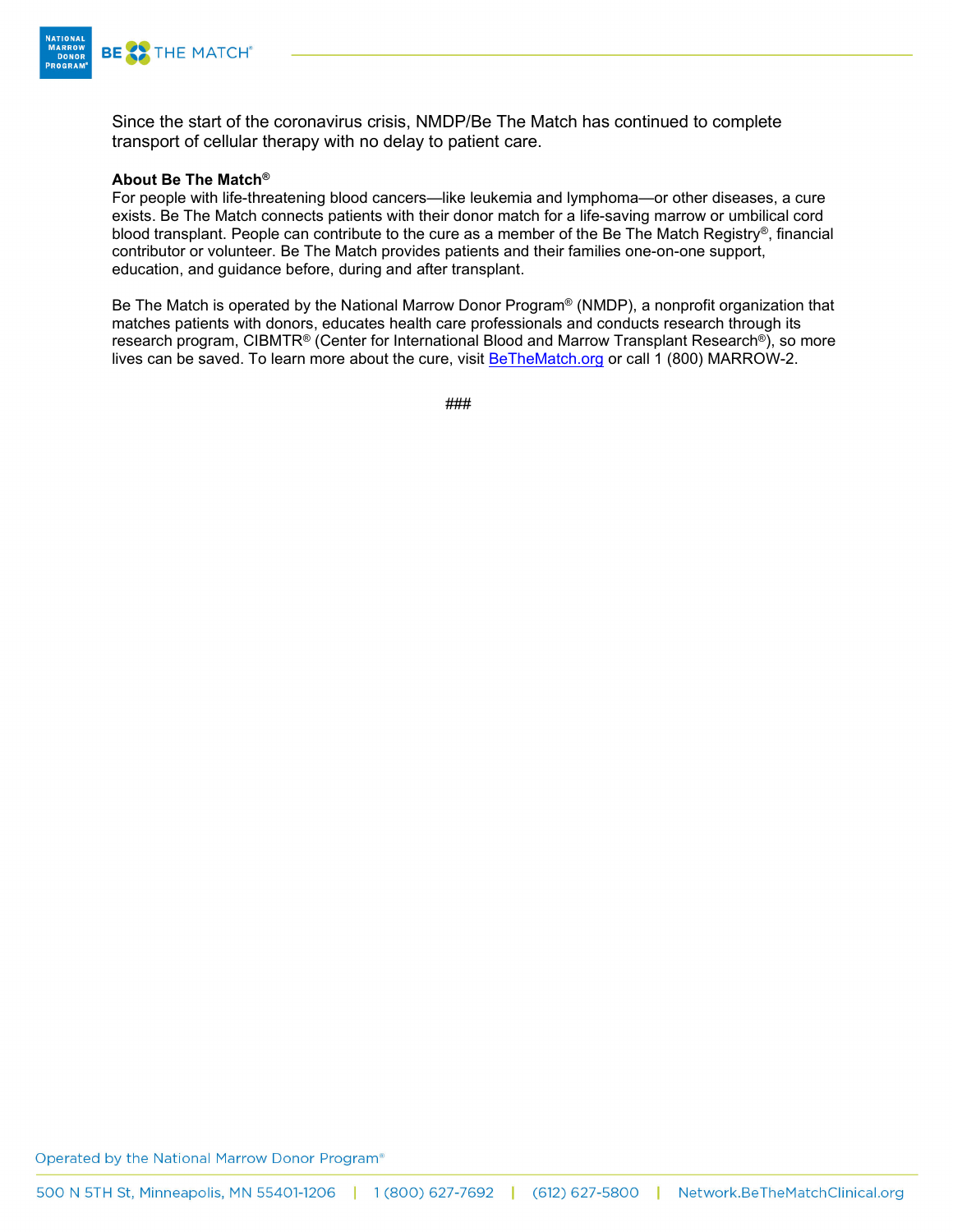Since the start of the coronavirus crisis, NMDP/Be The Match has continued to complete transport of cellular therapy with no delay to patient care.

**About Be The Match®**

For people with life-threatening blood cancers—like leukemia and lymphoma—or other diseases, a cure exists. Be The Match connects patients with their donor match for a life-saving marrow or umbilical cord blood transplant. People can contribute to the cure as a member of the Be The Match Registry®, financial contributor or volunteer. Be The Match provides patients and their families one-on-one support, education, and guidance before, during and after transplant.

Be The Match is operated by the National Marrow Donor Program® (NMDP), a nonprofit organization that matches patients with donors, educates health care professionals and conducts research through its research program, CIBMTR® (Center for International Blood and Marrow Transplant Research®), so more lives can be saved. To learn more about the cure, visit BeTheMatch.org or call 1 (800) MARROW-2.

###